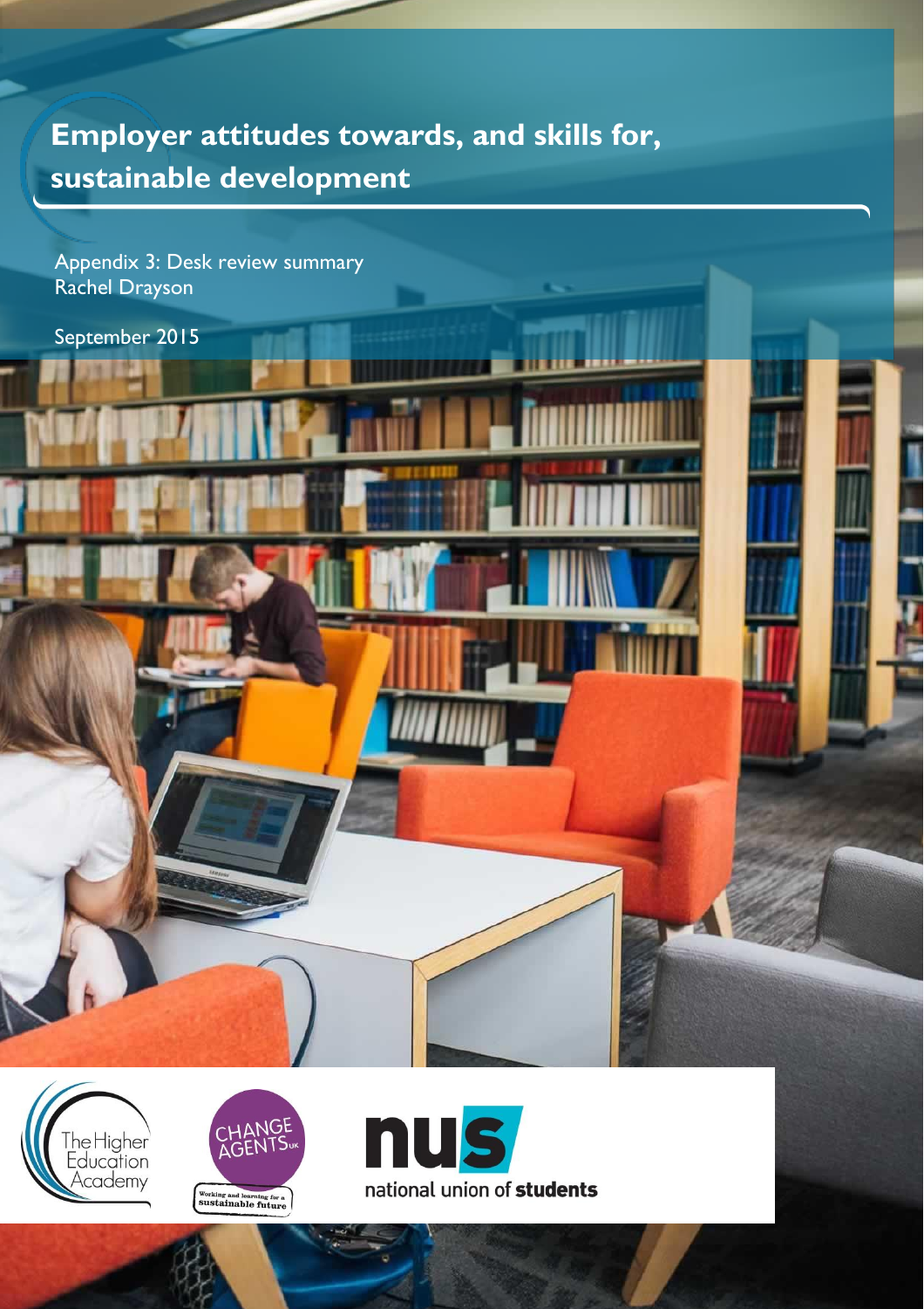# Employer attitudes towards, and skills for, sustainable development

Appendix 3: Desk review summary
Rachel Drayson

September 2015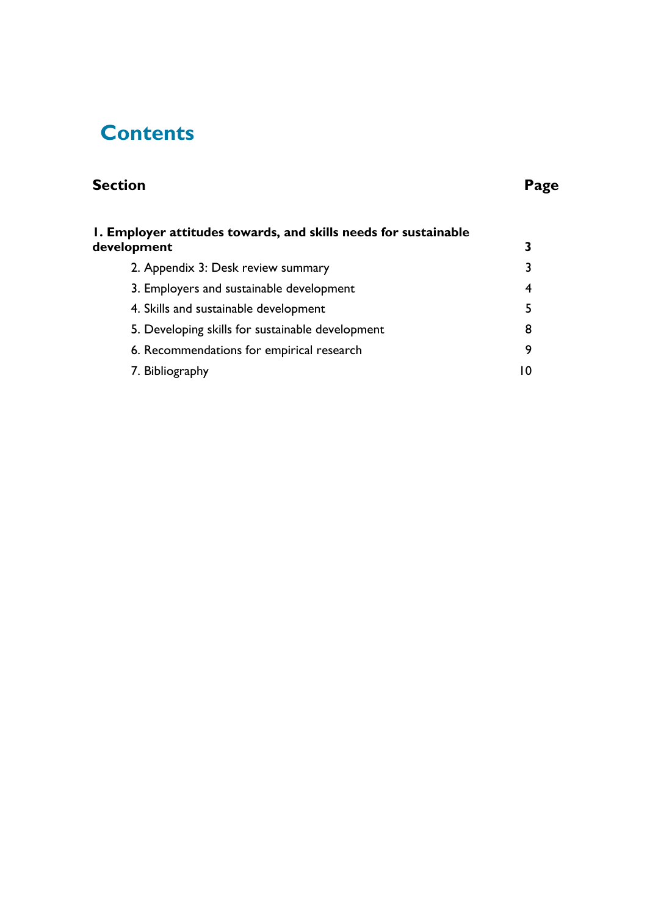# Contents

| Section | Page |
| --- | --- |
| **1. Employer attitudes towards, and skills needs for sustainable development** | **3** |
| 2. Appendix 3: Desk review summary | 3 |
| 3. Employers and sustainable development | 4 |
| 4. Skills and sustainable development | 5 |
| 5. Developing skills for sustainable development | 8 |
| 6. Recommendations for empirical research | 9 |
| 7. Bibliography | 10 |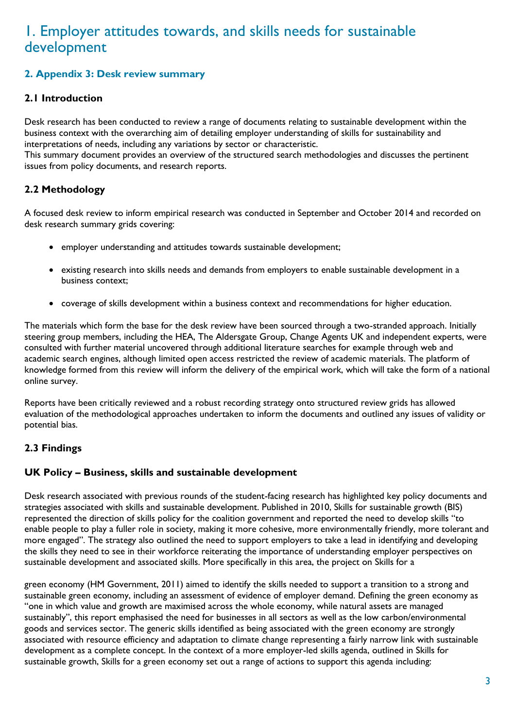# 1. Employer attitudes towards, and skills needs for sustainable development

## 2. Appendix 3: Desk review summary

### 2.1 Introduction

Desk research has been conducted to review a range of documents relating to sustainable development within the business context with the overarching aim of detailing employer understanding of skills for sustainability and interpretations of needs, including any variations by sector or characteristic.
This summary document provides an overview of the structured search methodologies and discusses the pertinent issues from policy documents, and research reports.

### 2.2 Methodology

A focused desk review to inform empirical research was conducted in September and October 2014 and recorded on desk research summary grids covering:

- employer understanding and attitudes towards sustainable development;
- existing research into skills needs and demands from employers to enable sustainable development in a business context;
- coverage of skills development within a business context and recommendations for higher education.

The materials which form the base for the desk review have been sourced through a two-stranded approach. Initially steering group members, including the HEA, The Aldersgate Group, Change Agents UK and independent experts, were consulted with further material uncovered through additional literature searches for example through web and academic search engines, although limited open access restricted the review of academic materials. The platform of knowledge formed from this review will inform the delivery of the empirical work, which will take the form of a national online survey.

Reports have been critically reviewed and a robust recording strategy onto structured review grids has allowed evaluation of the methodological approaches undertaken to inform the documents and outlined any issues of validity or potential bias.

### 2.3 Findings

### UK Policy – Business, skills and sustainable development

Desk research associated with previous rounds of the student-facing research has highlighted key policy documents and strategies associated with skills and sustainable development. Published in 2010, Skills for sustainable growth (BIS) represented the direction of skills policy for the coalition government and reported the need to develop skills "to enable people to play a fuller role in society, making it more cohesive, more environmentally friendly, more tolerant and more engaged". The strategy also outlined the need to support employers to take a lead in identifying and developing the skills they need to see in their workforce reiterating the importance of understanding employer perspectives on sustainable development and associated skills. More specifically in this area, the project on Skills for a green economy (HM Government, 2011) aimed to identify the skills needed to support a transition to a strong and sustainable green economy, including an assessment of evidence of employer demand. Defining the green economy as "one in which value and growth are maximised across the whole economy, while natural assets are managed sustainably", this report emphasised the need for businesses in all sectors as well as the low carbon/environmental goods and services sector. The generic skills identified as being associated with the green economy are strongly associated with resource efficiency and adaptation to climate change representing a fairly narrow link with sustainable development as a complete concept. In the context of a more employer-led skills agenda, outlined in Skills for sustainable growth, Skills for a green economy set out a range of actions to support this agenda including: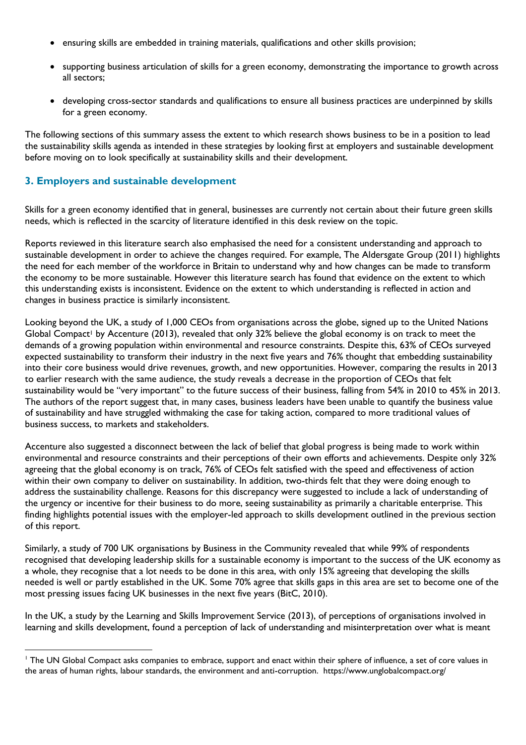- ensuring skills are embedded in training materials, qualifications and other skills provision;
- supporting business articulation of skills for a green economy, demonstrating the importance to growth across all sectors;
- developing cross-sector standards and qualifications to ensure all business practices are underpinned by skills for a green economy.

The following sections of this summary assess the extent to which research shows business to be in a position to lead the sustainability skills agenda as intended in these strategies by looking first at employers and sustainable development before moving on to look specifically at sustainability skills and their development.

## 3. Employers and sustainable development

Skills for a green economy identified that in general, businesses are currently not certain about their future green skills needs, which is reflected in the scarcity of literature identified in this desk review on the topic.

Reports reviewed in this literature search also emphasised the need for a consistent understanding and approach to sustainable development in order to achieve the changes required. For example, The Aldersgate Group (2011) highlights the need for each member of the workforce in Britain to understand why and how changes can be made to transform the economy to be more sustainable. However this literature search has found that evidence on the extent to which this understanding exists is inconsistent. Evidence on the extent to which understanding is reflected in action and changes in business practice is similarly inconsistent.

Looking beyond the UK, a study of 1,000 CEOs from organisations across the globe, signed up to the United Nations Global Compact[1] by Accenture (2013), revealed that only 32% believe the global economy is on track to meet the demands of a growing population within environmental and resource constraints. Despite this, 63% of CEOs surveyed expected sustainability to transform their industry in the next five years and 76% thought that embedding sustainability into their core business would drive revenues, growth, and new opportunities. However, comparing the results in 2013 to earlier research with the same audience, the study reveals a decrease in the proportion of CEOs that felt sustainability would be "very important" to the future success of their business, falling from 54% in 2010 to 45% in 2013. The authors of the report suggest that, in many cases, business leaders have been unable to quantify the business value of sustainability and have struggled withmaking the case for taking action, compared to more traditional values of business success, to markets and stakeholders.

Accenture also suggested a disconnect between the lack of belief that global progress is being made to work within environmental and resource constraints and their perceptions of their own efforts and achievements. Despite only 32% agreeing that the global economy is on track, 76% of CEOs felt satisfied with the speed and effectiveness of action within their own company to deliver on sustainability. In addition, two-thirds felt that they were doing enough to address the sustainability challenge. Reasons for this discrepancy were suggested to include a lack of understanding of the urgency or incentive for their business to do more, seeing sustainability as primarily a charitable enterprise. This finding highlights potential issues with the employer-led approach to skills development outlined in the previous section of this report.

Similarly, a study of 700 UK organisations by Business in the Community revealed that while 99% of respondents recognised that developing leadership skills for a sustainable economy is important to the success of the UK economy as a whole, they recognise that a lot needs to be done in this area, with only 15% agreeing that developing the skills needed is well or partly established in the UK. Some 70% agree that skills gaps in this area are set to become one of the most pressing issues facing UK businesses in the next five years (BitC, 2010).

In the UK, a study by the Learning and Skills Improvement Service (2013), of perceptions of organisations involved in learning and skills development, found a perception of lack of understanding and misinterpretation over what is meant

[1] The UN Global Compact asks companies to embrace, support and enact within their sphere of influence, a set of core values in the areas of human rights, labour standards, the environment and anti-corruption. https://www.unglobalcompact.org/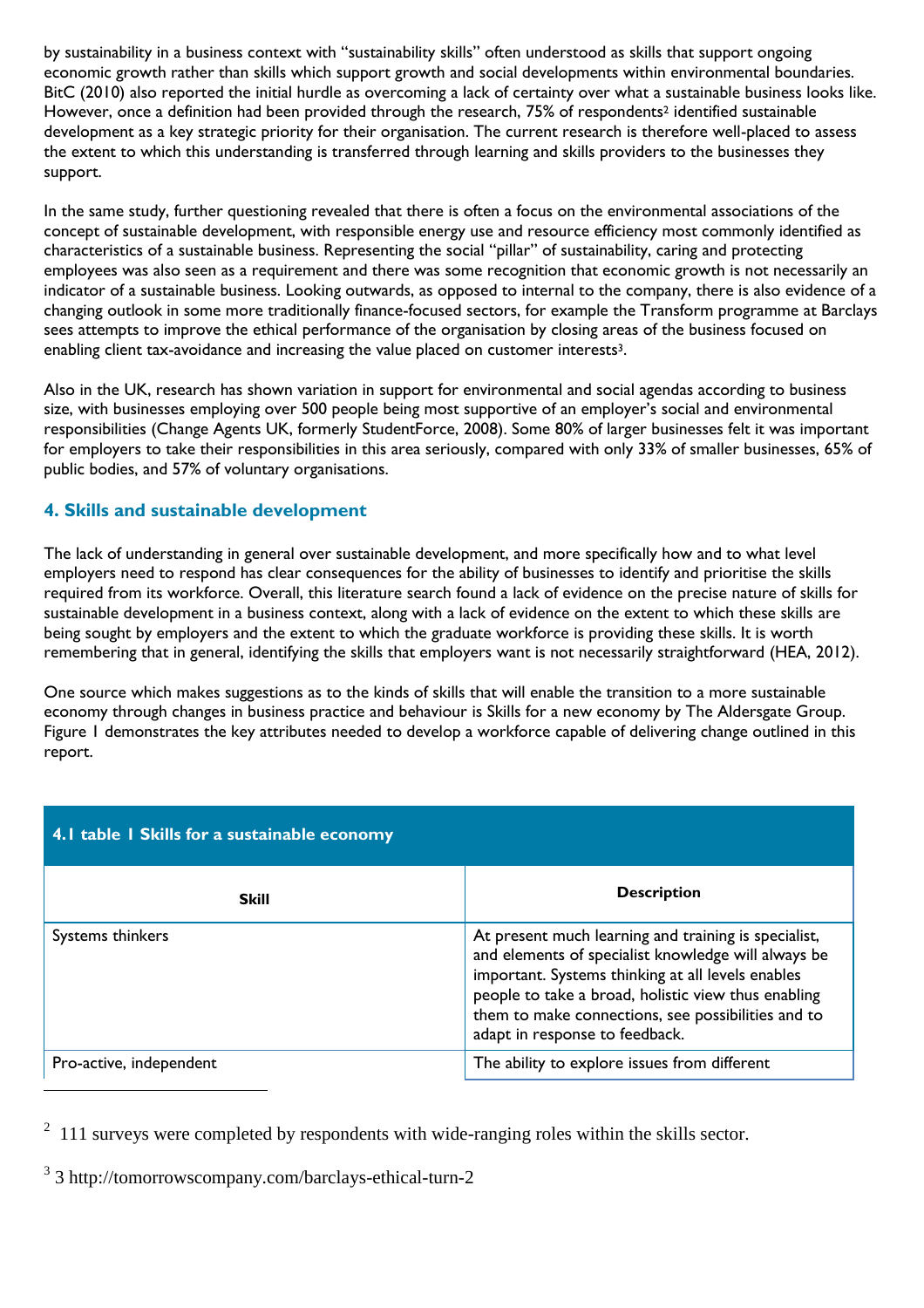by sustainability in a business context with "sustainability skills" often understood as skills that support ongoing economic growth rather than skills which support growth and social developments within environmental boundaries. BitC (2010) also reported the initial hurdle as overcoming a lack of certainty over what a sustainable business looks like. However, once a definition had been provided through the research, 75% of respondents[2] identified sustainable development as a key strategic priority for their organisation. The current research is therefore well-placed to assess the extent to which this understanding is transferred through learning and skills providers to the businesses they support.

In the same study, further questioning revealed that there is often a focus on the environmental associations of the concept of sustainable development, with responsible energy use and resource efficiency most commonly identified as characteristics of a sustainable business. Representing the social "pillar" of sustainability, caring and protecting employees was also seen as a requirement and there was some recognition that economic growth is not necessarily an indicator of a sustainable business. Looking outwards, as opposed to internal to the company, there is also evidence of a changing outlook in some more traditionally finance-focused sectors, for example the Transform programme at Barclays sees attempts to improve the ethical performance of the organisation by closing areas of the business focused on enabling client tax-avoidance and increasing the value placed on customer interests[3].

Also in the UK, research has shown variation in support for environmental and social agendas according to business size, with businesses employing over 500 people being most supportive of an employer's social and environmental responsibilities (Change Agents UK, formerly StudentForce, 2008). Some 80% of larger businesses felt it was important for employers to take their responsibilities in this area seriously, compared with only 33% of smaller businesses, 65% of public bodies, and 57% of voluntary organisations.

## 4. Skills and sustainable development

The lack of understanding in general over sustainable development, and more specifically how and to what level employers need to respond has clear consequences for the ability of businesses to identify and prioritise the skills required from its workforce. Overall, this literature search found a lack of evidence on the precise nature of skills for sustainable development in a business context, along with a lack of evidence on the extent to which these skills are being sought by employers and the extent to which the graduate workforce is providing these skills. It is worth remembering that in general, identifying the skills that employers want is not necessarily straightforward (HEA, 2012).

One source which makes suggestions as to the kinds of skills that will enable the transition to a more sustainable economy through changes in business practice and behaviour is Skills for a new economy by The Aldersgate Group. Figure 1 demonstrates the key attributes needed to develop a workforce capable of delivering change outlined in this report.

**4.1 table 1 Skills for a sustainable economy**

| Skill | Description |
|---|---|
| Systems thinkers | At present much learning and training is specialist, and elements of specialist knowledge will always be important. Systems thinking at all levels enables people to take a broad, holistic view thus enabling them to make connections, see possibilities and to adapt in response to feedback. |
| Pro-active, independent | The ability to explore issues from different |

[2] 111 surveys were completed by respondents with wide-ranging roles within the skills sector.

[3] 3 http://tomorrowscompany.com/barclays-ethical-turn-2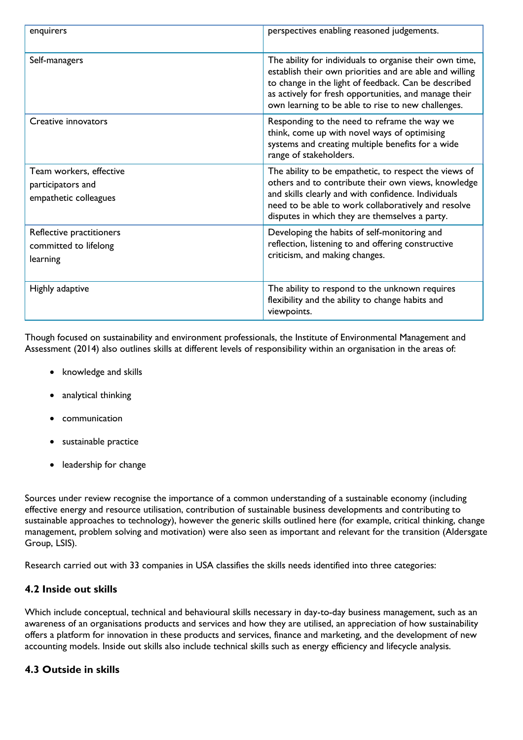| | |
|---|---|
| enquirers | perspectives enabling reasoned judgements. |
| Self-managers | The ability for individuals to organise their own time, establish their own priorities and are able and willing to change in the light of feedback. Can be described as actively for fresh opportunities, and manage their own learning to be able to rise to new challenges. |
| Creative innovators | Responding to the need to reframe the way we think, come up with novel ways of optimising systems and creating multiple benefits for a wide range of stakeholders. |
| Team workers, effective participators and empathetic colleagues | The ability to be empathetic, to respect the views of others and to contribute their own views, knowledge and skills clearly and with confidence. Individuals need to be able to work collaboratively and resolve disputes in which they are themselves a party. |
| Reflective practitioners committed to lifelong learning | Developing the habits of self-monitoring and reflection, listening to and offering constructive criticism, and making changes. |
| Highly adaptive | The ability to respond to the unknown requires flexibility and the ability to change habits and viewpoints. |

Though focused on sustainability and environment professionals, the Institute of Environmental Management and Assessment (2014) also outlines skills at different levels of responsibility within an organisation in the areas of:

- knowledge and skills
- analytical thinking
- communication
- sustainable practice
- leadership for change

Sources under review recognise the importance of a common understanding of a sustainable economy (including effective energy and resource utilisation, contribution of sustainable business developments and contributing to sustainable approaches to technology), however the generic skills outlined here (for example, critical thinking, change management, problem solving and motivation) were also seen as important and relevant for the transition (Aldersgate Group, LSIS).

Research carried out with 33 companies in USA classifies the skills needs identified into three categories:

### 4.2 Inside out skills

Which include conceptual, technical and behavioural skills necessary in day-to-day business management, such as an awareness of an organisations products and services and how they are utilised, an appreciation of how sustainability offers a platform for innovation in these products and services, finance and marketing, and the development of new accounting models. Inside out skills also include technical skills such as energy efficiency and lifecycle analysis.

### 4.3 Outside in skills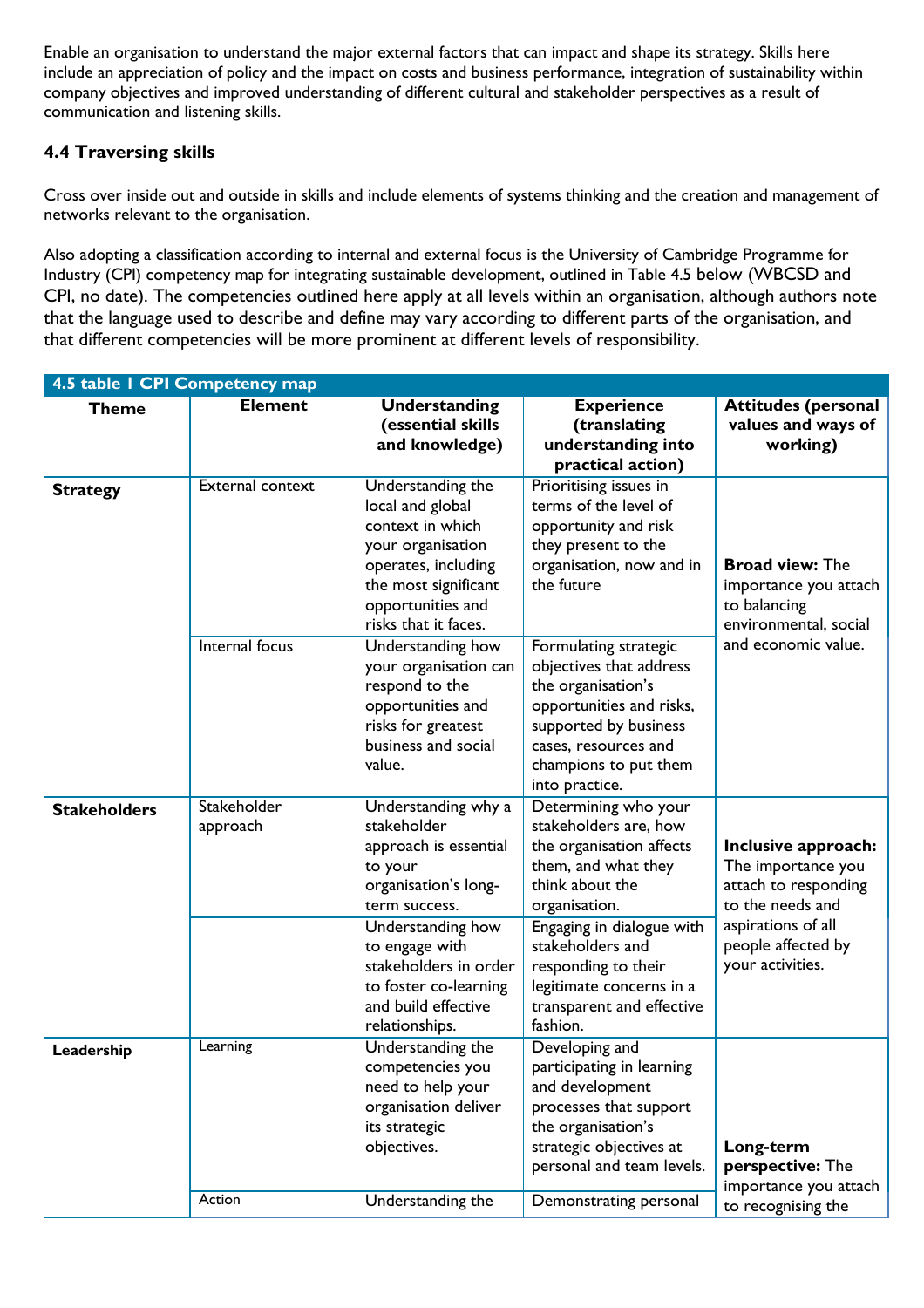Enable an organisation to understand the major external factors that can impact and shape its strategy. Skills here include an appreciation of policy and the impact on costs and business performance, integration of sustainability within company objectives and improved understanding of different cultural and stakeholder perspectives as a result of communication and listening skills.

### 4.4 Traversing skills

Cross over inside out and outside in skills and include elements of systems thinking and the creation and management of networks relevant to the organisation.

Also adopting a classification according to internal and external focus is the University of Cambridge Programme for Industry (CPI) competency map for integrating sustainable development, outlined in Table 4.5 below (WBCSD and CPI, no date). The competencies outlined here apply at all levels within an organisation, although authors note that the language used to describe and define may vary according to different parts of the organisation, and that different competencies will be more prominent at different levels of responsibility.

**4.5 table 1 CPI Competency map**

| Theme | Element | Understanding (essential skills and knowledge) | Experience (translating understanding into practical action) | Attitudes (personal values and ways of working) |
|---|---|---|---|---|
| **Strategy** | External context | Understanding the local and global context in which your organisation operates, including the most significant opportunities and risks that it faces. | Prioritising issues in terms of the level of opportunity and risk they present to the organisation, now and in the future | **Broad view:** The importance you attach to balancing environmental, social and economic value. |
| | Internal focus | Understanding how your organisation can respond to the opportunities and risks for greatest business and social value. | Formulating strategic objectives that address the organisation's opportunities and risks, supported by business cases, resources and champions to put them into practice. | |
| **Stakeholders** | Stakeholder approach | Understanding why a stakeholder approach is essential to your organisation's long-term success. | Determining who your stakeholders are, how the organisation affects them, and what they think about the organisation. | **Inclusive approach:** The importance you attach to responding to the needs and aspirations of all people affected by your activities. |
| | | Understanding how to engage with stakeholders in order to foster co-learning and build effective relationships. | Engaging in dialogue with stakeholders and responding to their legitimate concerns in a transparent and effective fashion. | |
| **Leadership** | Learning | Understanding the competencies you need to help your organisation deliver its strategic objectives. | Developing and participating in learning and development processes that support the organisation's strategic objectives at personal and team levels. | **Long-term perspective:** The importance you attach to recognising the |
| | Action | Understanding the | Demonstrating personal | |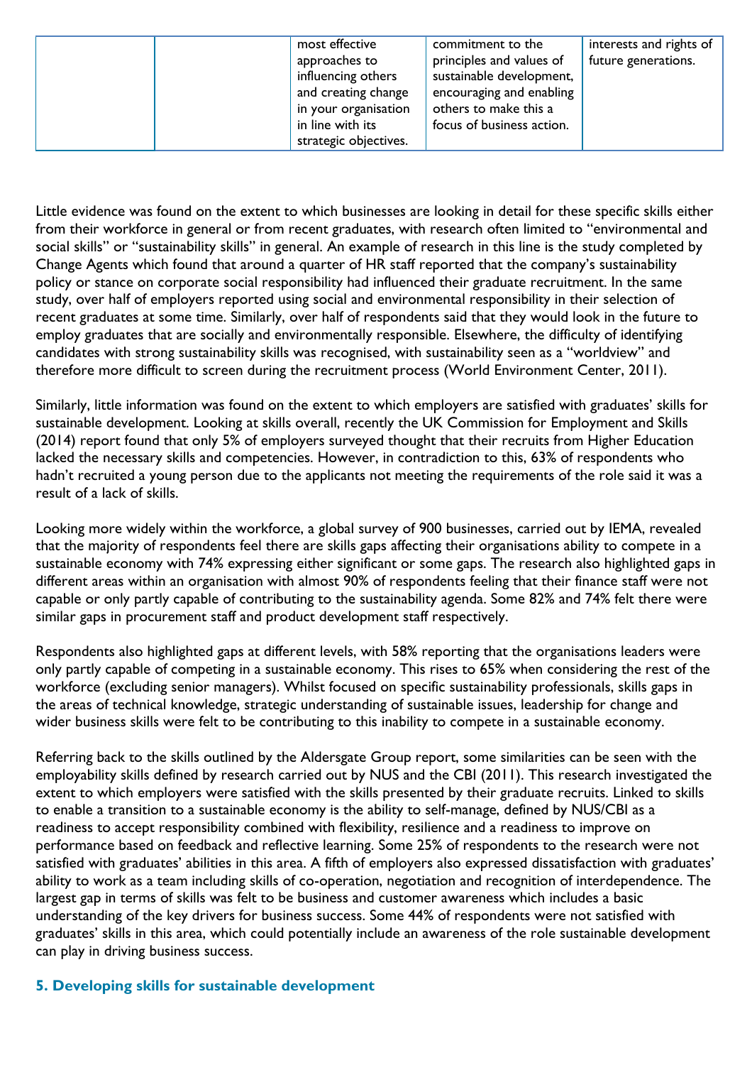|  |  | most effective approaches to influencing others and creating change in your organisation in line with its strategic objectives. | commitment to the principles and values of sustainable development, encouraging and enabling others to make this a focus of business action. | interests and rights of future generations. |
|---|---|---|---|---|

Little evidence was found on the extent to which businesses are looking in detail for these specific skills either from their workforce in general or from recent graduates, with research often limited to "environmental and social skills" or "sustainability skills" in general. An example of research in this line is the study completed by Change Agents which found that around a quarter of HR staff reported that the company's sustainability policy or stance on corporate social responsibility had influenced their graduate recruitment. In the same study, over half of employers reported using social and environmental responsibility in their selection of recent graduates at some time. Similarly, over half of respondents said that they would look in the future to employ graduates that are socially and environmentally responsible. Elsewhere, the difficulty of identifying candidates with strong sustainability skills was recognised, with sustainability seen as a "worldview" and therefore more difficult to screen during the recruitment process (World Environment Center, 2011).

Similarly, little information was found on the extent to which employers are satisfied with graduates' skills for sustainable development. Looking at skills overall, recently the UK Commission for Employment and Skills (2014) report found that only 5% of employers surveyed thought that their recruits from Higher Education lacked the necessary skills and competencies. However, in contradiction to this, 63% of respondents who hadn't recruited a young person due to the applicants not meeting the requirements of the role said it was a result of a lack of skills.

Looking more widely within the workforce, a global survey of 900 businesses, carried out by IEMA, revealed that the majority of respondents feel there are skills gaps affecting their organisations ability to compete in a sustainable economy with 74% expressing either significant or some gaps. The research also highlighted gaps in different areas within an organisation with almost 90% of respondents feeling that their finance staff were not capable or only partly capable of contributing to the sustainability agenda. Some 82% and 74% felt there were similar gaps in procurement staff and product development staff respectively.

Respondents also highlighted gaps at different levels, with 58% reporting that the organisations leaders were only partly capable of competing in a sustainable economy. This rises to 65% when considering the rest of the workforce (excluding senior managers). Whilst focused on specific sustainability professionals, skills gaps in the areas of technical knowledge, strategic understanding of sustainable issues, leadership for change and wider business skills were felt to be contributing to this inability to compete in a sustainable economy.

Referring back to the skills outlined by the Aldersgate Group report, some similarities can be seen with the employability skills defined by research carried out by NUS and the CBI (2011). This research investigated the extent to which employers were satisfied with the skills presented by their graduate recruits. Linked to skills to enable a transition to a sustainable economy is the ability to self-manage, defined by NUS/CBI as a readiness to accept responsibility combined with flexibility, resilience and a readiness to improve on performance based on feedback and reflective learning. Some 25% of respondents to the research were not satisfied with graduates' abilities in this area. A fifth of employers also expressed dissatisfaction with graduates' ability to work as a team including skills of co-operation, negotiation and recognition of interdependence. The largest gap in terms of skills was felt to be business and customer awareness which includes a basic understanding of the key drivers for business success. Some 44% of respondents were not satisfied with graduates' skills in this area, which could potentially include an awareness of the role sustainable development can play in driving business success.

## 5. Developing skills for sustainable development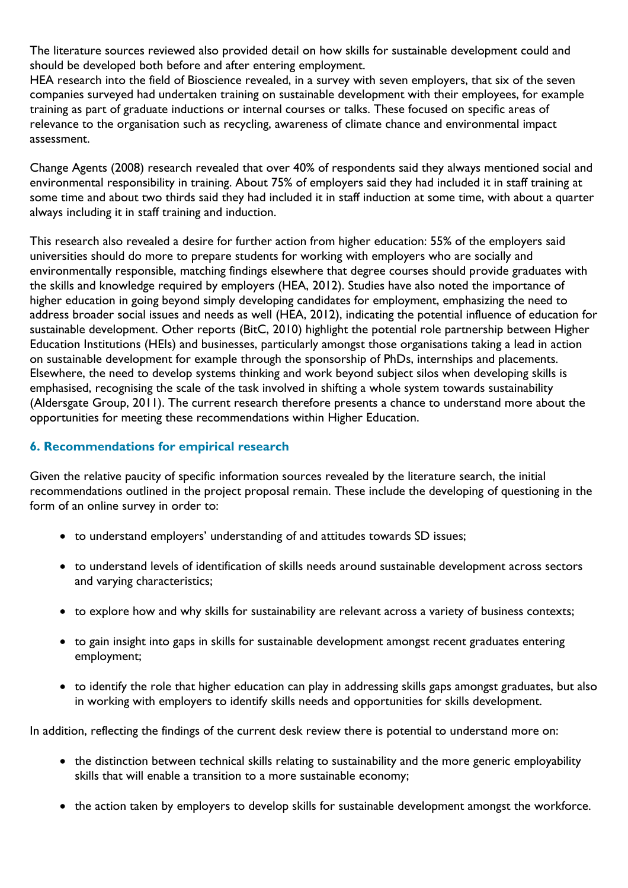The literature sources reviewed also provided detail on how skills for sustainable development could and should be developed both before and after entering employment.
HEA research into the field of Bioscience revealed, in a survey with seven employers, that six of the seven companies surveyed had undertaken training on sustainable development with their employees, for example training as part of graduate inductions or internal courses or talks. These focused on specific areas of relevance to the organisation such as recycling, awareness of climate chance and environmental impact assessment.

Change Agents (2008) research revealed that over 40% of respondents said they always mentioned social and environmental responsibility in training. About 75% of employers said they had included it in staff training at some time and about two thirds said they had included it in staff induction at some time, with about a quarter always including it in staff training and induction.

This research also revealed a desire for further action from higher education: 55% of the employers said universities should do more to prepare students for working with employers who are socially and environmentally responsible, matching findings elsewhere that degree courses should provide graduates with the skills and knowledge required by employers (HEA, 2012). Studies have also noted the importance of higher education in going beyond simply developing candidates for employment, emphasizing the need to address broader social issues and needs as well (HEA, 2012), indicating the potential influence of education for sustainable development. Other reports (BitC, 2010) highlight the potential role partnership between Higher Education Institutions (HEIs) and businesses, particularly amongst those organisations taking a lead in action on sustainable development for example through the sponsorship of PhDs, internships and placements. Elsewhere, the need to develop systems thinking and work beyond subject silos when developing skills is emphasised, recognising the scale of the task involved in shifting a whole system towards sustainability (Aldersgate Group, 2011). The current research therefore presents a chance to understand more about the opportunities for meeting these recommendations within Higher Education.

## 6. Recommendations for empirical research

Given the relative paucity of specific information sources revealed by the literature search, the initial recommendations outlined in the project proposal remain. These include the developing of questioning in the form of an online survey in order to:

- to understand employers' understanding of and attitudes towards SD issues;
- to understand levels of identification of skills needs around sustainable development across sectors and varying characteristics;
- to explore how and why skills for sustainability are relevant across a variety of business contexts;
- to gain insight into gaps in skills for sustainable development amongst recent graduates entering employment;
- to identify the role that higher education can play in addressing skills gaps amongst graduates, but also in working with employers to identify skills needs and opportunities for skills development.

In addition, reflecting the findings of the current desk review there is potential to understand more on:

- the distinction between technical skills relating to sustainability and the more generic employability skills that will enable a transition to a more sustainable economy;
- the action taken by employers to develop skills for sustainable development amongst the workforce.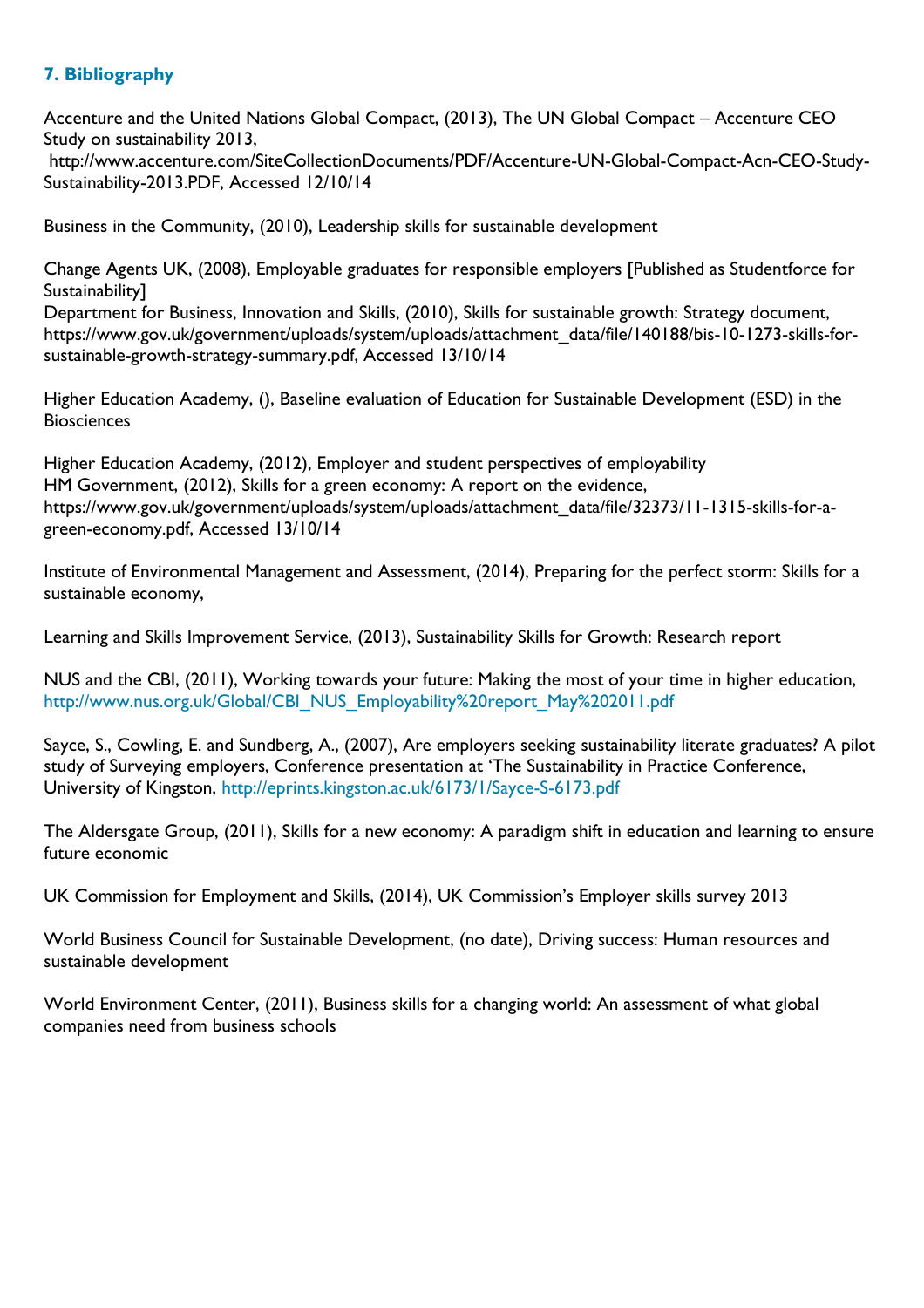## 7. Bibliography

Accenture and the United Nations Global Compact, (2013), The UN Global Compact – Accenture CEO Study on sustainability 2013, http://www.accenture.com/SiteCollectionDocuments/PDF/Accenture-UN-Global-Compact-Acn-CEO-Study-Sustainability-2013.PDF, Accessed 12/10/14

Business in the Community, (2010), Leadership skills for sustainable development

Change Agents UK, (2008), Employable graduates for responsible employers [Published as Studentforce for Sustainability]

Department for Business, Innovation and Skills, (2010), Skills for sustainable growth: Strategy document, https://www.gov.uk/government/uploads/system/uploads/attachment_data/file/140188/bis-10-1273-skills-for-sustainable-growth-strategy-summary.pdf, Accessed 13/10/14

Higher Education Academy, (), Baseline evaluation of Education for Sustainable Development (ESD) in the Biosciences

Higher Education Academy, (2012), Employer and student perspectives of employability

HM Government, (2012), Skills for a green economy: A report on the evidence, https://www.gov.uk/government/uploads/system/uploads/attachment_data/file/32373/11-1315-skills-for-a-green-economy.pdf, Accessed 13/10/14

Institute of Environmental Management and Assessment, (2014), Preparing for the perfect storm: Skills for a sustainable economy,

Learning and Skills Improvement Service, (2013), Sustainability Skills for Growth: Research report

NUS and the CBI, (2011), Working towards your future: Making the most of your time in higher education, http://www.nus.org.uk/Global/CBI_NUS_Employability%20report_May%202011.pdf

Sayce, S., Cowling, E. and Sundberg, A., (2007), Are employers seeking sustainability literate graduates? A pilot study of Surveying employers, Conference presentation at 'The Sustainability in Practice Conference, University of Kingston, http://eprints.kingston.ac.uk/6173/1/Sayce-S-6173.pdf

The Aldersgate Group, (2011), Skills for a new economy: A paradigm shift in education and learning to ensure future economic

UK Commission for Employment and Skills, (2014), UK Commission's Employer skills survey 2013

World Business Council for Sustainable Development, (no date), Driving success: Human resources and sustainable development

World Environment Center, (2011), Business skills for a changing world: An assessment of what global companies need from business schools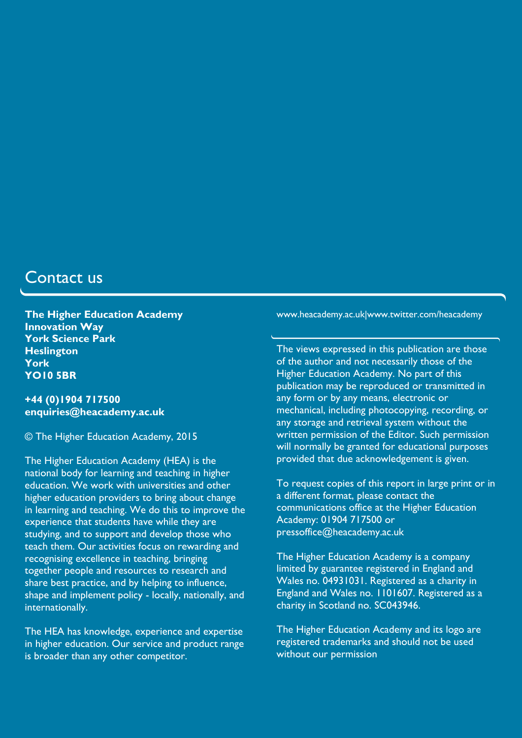## Contact us

**The Higher Education Academy**
**Innovation Way**
**York Science Park**
**Heslington**
**York**
**YO10 5BR**

**+44 (0)1904 717500**
**enquiries@heacademy.ac.uk**

© The Higher Education Academy, 2015

The Higher Education Academy (HEA) is the national body for learning and teaching in higher education. We work with universities and other higher education providers to bring about change in learning and teaching. We do this to improve the experience that students have while they are studying, and to support and develop those who teach them. Our activities focus on rewarding and recognising excellence in teaching, bringing together people and resources to research and share best practice, and by helping to influence, shape and implement policy - locally, nationally, and internationally.

The HEA has knowledge, experience and expertise in higher education. Our service and product range is broader than any other competitor.

www.heacademy.ac.uk|www.twitter.com/heacademy

The views expressed in this publication are those of the author and not necessarily those of the Higher Education Academy. No part of this publication may be reproduced or transmitted in any form or by any means, electronic or mechanical, including photocopying, recording, or any storage and retrieval system without the written permission of the Editor. Such permission will normally be granted for educational purposes provided that due acknowledgement is given.

To request copies of this report in large print or in a different format, please contact the communications office at the Higher Education Academy: 01904 717500 or pressoffice@heacademy.ac.uk

The Higher Education Academy is a company limited by guarantee registered in England and Wales no. 04931031. Registered as a charity in England and Wales no. 1101607. Registered as a charity in Scotland no. SC043946.

The Higher Education Academy and its logo are registered trademarks and should not be used without our permission